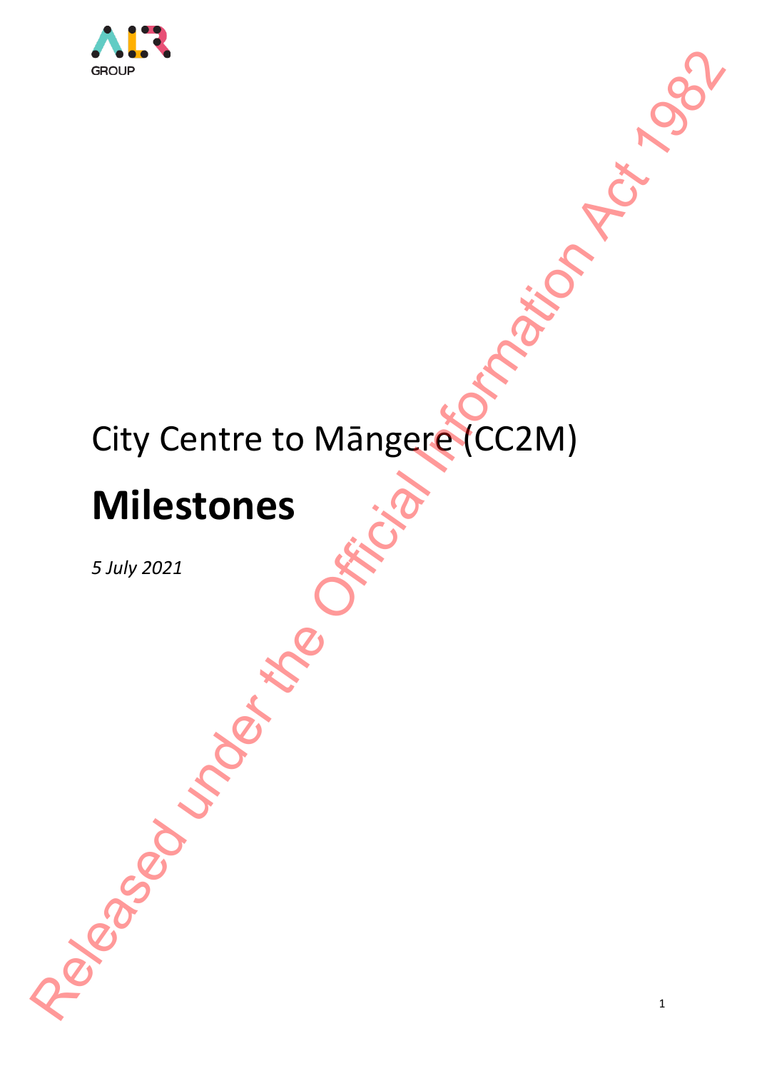City Centre to Māngere (CC2M)

# Milestones

*5 July 2021*

Released under the Official Information Act 1982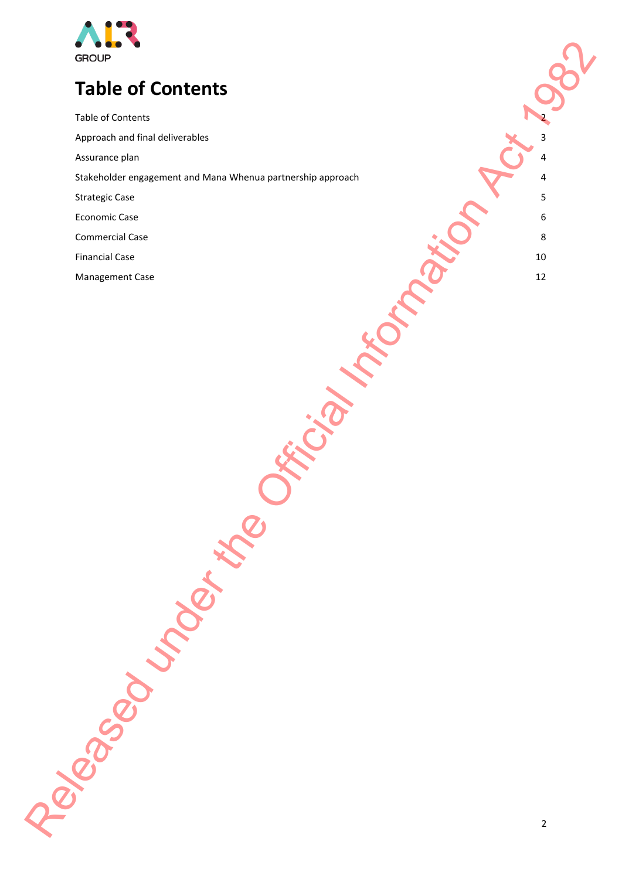# Table of Contents

| | |
|---|---|
| Table of Contents | 2 |
| Approach and final deliverables | 3 |
| Assurance plan | 4 |
| Stakeholder engagement and Mana Whenua partnership approach | 4 |
| Strategic Case | 5 |
| Economic Case | 6 |
| Commercial Case | 8 |
| Financial Case | 10 |
| Management Case | 12 |

Released under the Official Information Act 1982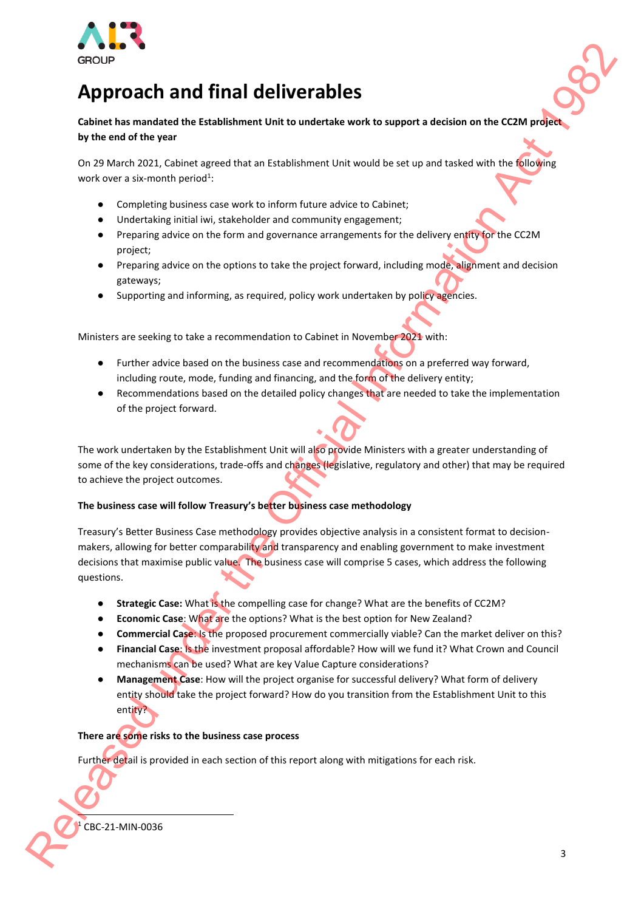# Approach and final deliverables

**Cabinet has mandated the Establishment Unit to undertake work to support a decision on the CC2M project by the end of the year**

On 29 March 2021, Cabinet agreed that an Establishment Unit would be set up and tasked with the following work over a six-month period[1]:

- Completing business case work to inform future advice to Cabinet;
- Undertaking initial iwi, stakeholder and community engagement;
- Preparing advice on the form and governance arrangements for the delivery entity for the CC2M project;
- Preparing advice on the options to take the project forward, including mode, alignment and decision gateways;
- Supporting and informing, as required, policy work undertaken by policy agencies.

Ministers are seeking to take a recommendation to Cabinet in November 2021 with:

- Further advice based on the business case and recommendations on a preferred way forward, including route, mode, funding and financing, and the form of the delivery entity;
- Recommendations based on the detailed policy changes that are needed to take the implementation of the project forward.

The work undertaken by the Establishment Unit will also provide Ministers with a greater understanding of some of the key considerations, trade-offs and changes (legislative, regulatory and other) that may be required to achieve the project outcomes.

**The business case will follow Treasury's better business case methodology**

Treasury's Better Business Case methodology provides objective analysis in a consistent format to decision-makers, allowing for better comparability and transparency and enabling government to make investment decisions that maximise public value. The business case will comprise 5 cases, which address the following questions.

- **Strategic Case:** What is the compelling case for change? What are the benefits of CC2M?
- **Economic Case**: What are the options? What is the best option for New Zealand?
- **Commercial Case**: Is the proposed procurement commercially viable? Can the market deliver on this?
- **Financial Case**: Is the investment proposal affordable? How will we fund it? What Crown and Council mechanisms can be used? What are key Value Capture considerations?
- **Management Case**: How will the project organise for successful delivery? What form of delivery entity should take the project forward? How do you transition from the Establishment Unit to this entity?

**There are some risks to the business case process**

Further detail is provided in each section of this report along with mitigations for each risk.

[1] CBC-21-MIN-0036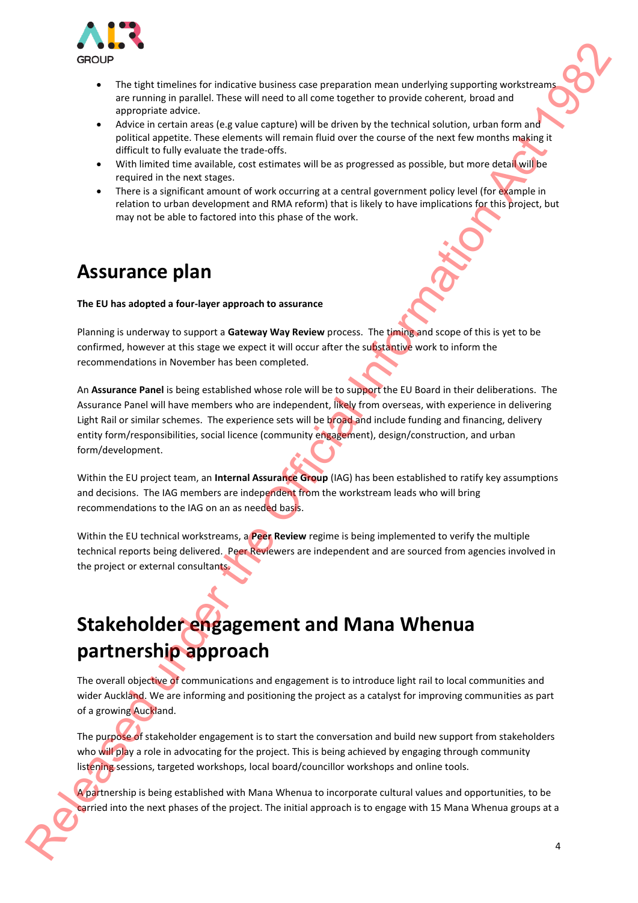- The tight timelines for indicative business case preparation mean underlying supporting workstreams are running in parallel. These will need to all come together to provide coherent, broad and appropriate advice.
- Advice in certain areas (e.g value capture) will be driven by the technical solution, urban form and political appetite. These elements will remain fluid over the course of the next few months making it difficult to fully evaluate the trade-offs.
- With limited time available, cost estimates will be as progressed as possible, but more detail will be required in the next stages.
- There is a significant amount of work occurring at a central government policy level (for example in relation to urban development and RMA reform) that is likely to have implications for this project, but may not be able to factored into this phase of the work.

# Assurance plan

**The EU has adopted a four-layer approach to assurance**

Planning is underway to support a **Gateway Way Review** process. The timing and scope of this is yet to be confirmed, however at this stage we expect it will occur after the substantive work to inform the recommendations in November has been completed.

An **Assurance Panel** is being established whose role will be to support the EU Board in their deliberations. The Assurance Panel will have members who are independent, likely from overseas, with experience in delivering Light Rail or similar schemes. The experience sets will be broad and include funding and financing, delivery entity form/responsibilities, social licence (community engagement), design/construction, and urban form/development.

Within the EU project team, an **Internal Assurance Group** (IAG) has been established to ratify key assumptions and decisions. The IAG members are independent from the workstream leads who will bring recommendations to the IAG on an as needed basis.

Within the EU technical workstreams, a **Peer Review** regime is being implemented to verify the multiple technical reports being delivered. Peer Reviewers are independent and are sourced from agencies involved in the project or external consultants.

# Stakeholder engagement and Mana Whenua partnership approach

The overall objective of communications and engagement is to introduce light rail to local communities and wider Auckland. We are informing and positioning the project as a catalyst for improving communities as part of a growing Auckland.

The purpose of stakeholder engagement is to start the conversation and build new support from stakeholders who will play a role in advocating for the project. This is being achieved by engaging through community listening sessions, targeted workshops, local board/councillor workshops and online tools.

A partnership is being established with Mana Whenua to incorporate cultural values and opportunities, to be carried into the next phases of the project. The initial approach is to engage with 15 Mana Whenua groups at a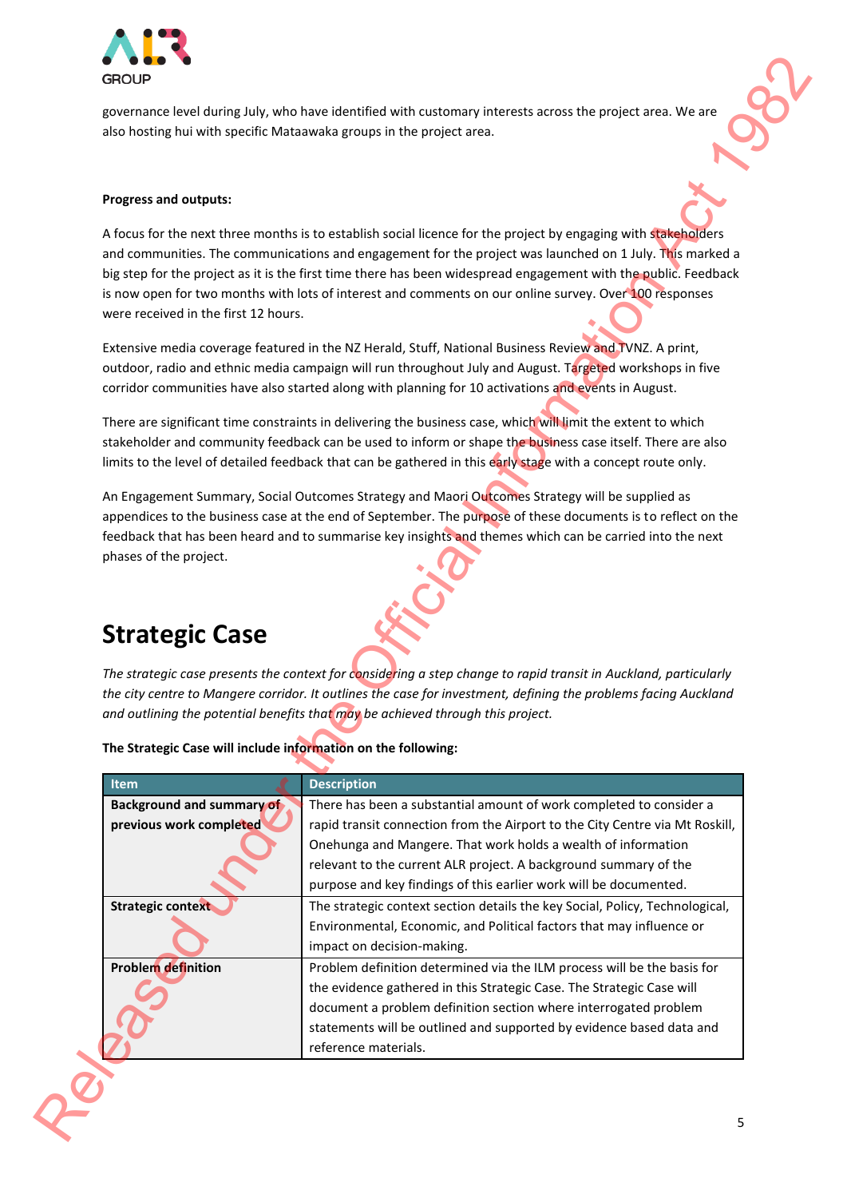governance level during July, who have identified with customary interests across the project area. We are also hosting hui with specific Mataawaka groups in the project area.

**Progress and outputs:**

A focus for the next three months is to establish social licence for the project by engaging with stakeholders and communities. The communications and engagement for the project was launched on 1 July. This marked a big step for the project as it is the first time there has been widespread engagement with the public. Feedback is now open for two months with lots of interest and comments on our online survey. Over 100 responses were received in the first 12 hours.

Extensive media coverage featured in the NZ Herald, Stuff, National Business Review and TVNZ. A print, outdoor, radio and ethnic media campaign will run throughout July and August. Targeted workshops in five corridor communities have also started along with planning for 10 activations and events in August.

There are significant time constraints in delivering the business case, which will limit the extent to which stakeholder and community feedback can be used to inform or shape the business case itself. There are also limits to the level of detailed feedback that can be gathered in this early stage with a concept route only.

An Engagement Summary, Social Outcomes Strategy and Maori Outcomes Strategy will be supplied as appendices to the business case at the end of September. The purpose of these documents is to reflect on the feedback that has been heard and to summarise key insights and themes which can be carried into the next phases of the project.

# Strategic Case

*The strategic case presents the context for considering a step change to rapid transit in Auckland, particularly the city centre to Mangere corridor. It outlines the case for investment, defining the problems facing Auckland and outlining the potential benefits that may be achieved through this project.*

**The Strategic Case will include information on the following:**

| Item | Description |
|---|---|
| **Background and summary of previous work completed** | There has been a substantial amount of work completed to consider a rapid transit connection from the Airport to the City Centre via Mt Roskill, Onehunga and Mangere. That work holds a wealth of information relevant to the current ALR project. A background summary of the purpose and key findings of this earlier work will be documented. |
| **Strategic context** | The strategic context section details the key Social, Policy, Technological, Environmental, Economic, and Political factors that may influence or impact on decision-making. |
| **Problem definition** | Problem definition determined via the ILM process will be the basis for the evidence gathered in this Strategic Case. The Strategic Case will document a problem definition section where interrogated problem statements will be outlined and supported by evidence based data and reference materials. |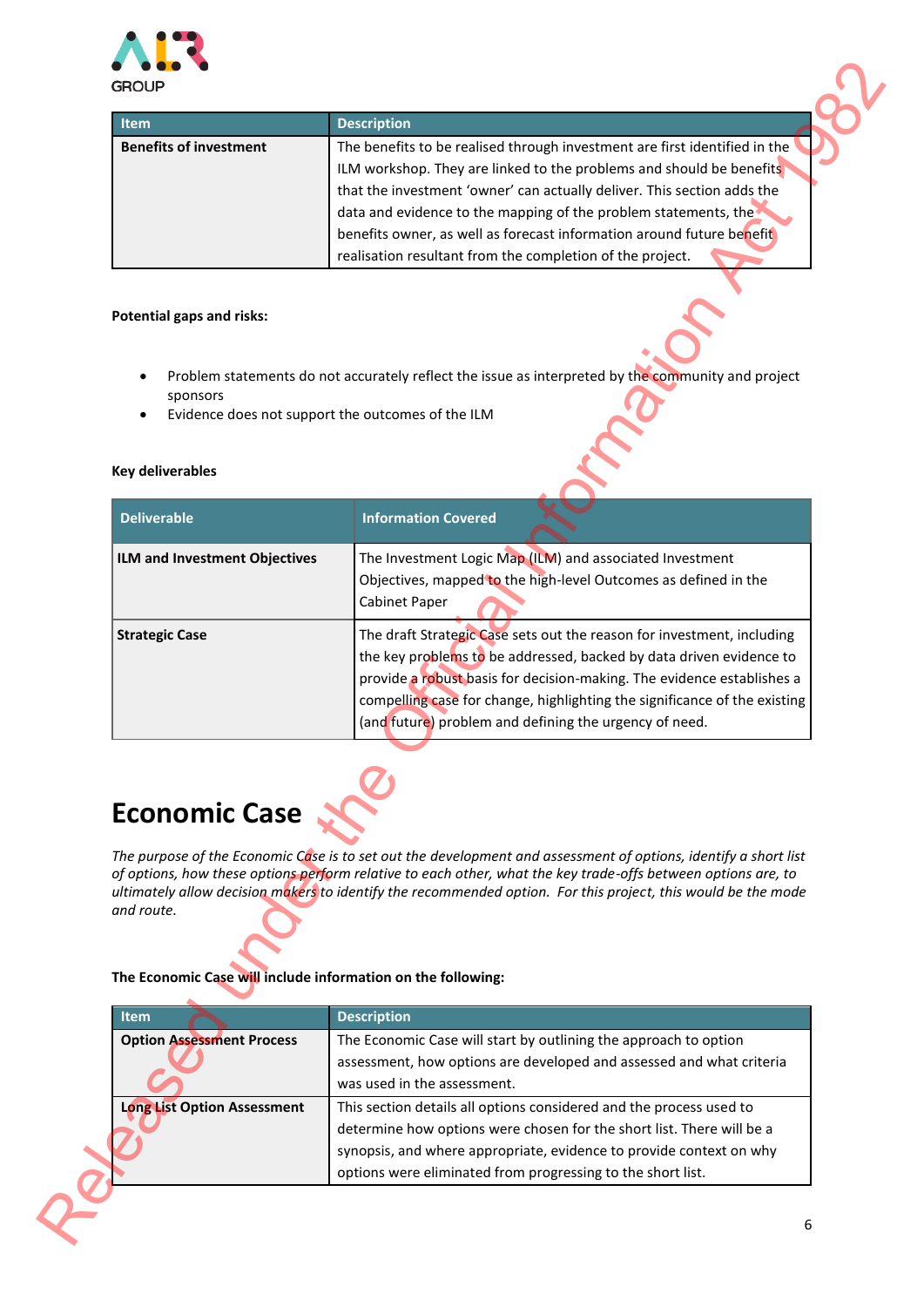| Item | Description |
|---|---|
| **Benefits of investment** | The benefits to be realised through investment are first identified in the ILM workshop. They are linked to the problems and should be benefits that the investment 'owner' can actually deliver. This section adds the data and evidence to the mapping of the problem statements, the benefits owner, as well as forecast information around future benefit realisation resultant from the completion of the project. |

**Potential gaps and risks:**

- Problem statements do not accurately reflect the issue as interpreted by the community and project sponsors
- Evidence does not support the outcomes of the ILM

**Key deliverables**

| Deliverable | Information Covered |
|---|---|
| **ILM and Investment Objectives** | The Investment Logic Map (ILM) and associated Investment Objectives, mapped to the high-level Outcomes as defined in the Cabinet Paper |
| **Strategic Case** | The draft Strategic Case sets out the reason for investment, including the key problems to be addressed, backed by data driven evidence to provide a robust basis for decision-making. The evidence establishes a compelling case for change, highlighting the significance of the existing (and future) problem and defining the urgency of need. |

# Economic Case

*The purpose of the Economic Case is to set out the development and assessment of options, identify a short list of options, how these options perform relative to each other, what the key trade-offs between options are, to ultimately allow decision makers to identify the recommended option. For this project, this would be the mode and route.*

**The Economic Case will include information on the following:**

| Item | Description |
|---|---|
| **Option Assessment Process** | The Economic Case will start by outlining the approach to option assessment, how options are developed and assessed and what criteria was used in the assessment. |
| **Long List Option Assessment** | This section details all options considered and the process used to determine how options were chosen for the short list. There will be a synopsis, and where appropriate, evidence to provide context on why options were eliminated from progressing to the short list. |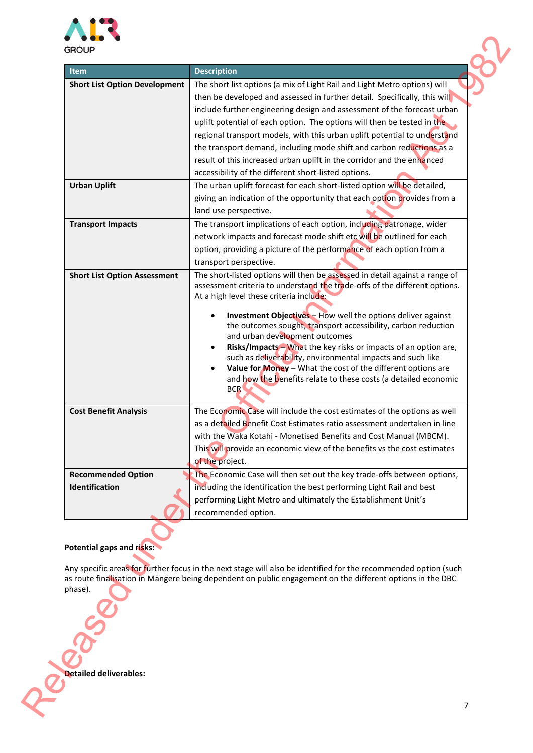| Item | Description |
| --- | --- |
| **Short List Option Development** | The short list options (a mix of Light Rail and Light Metro options) will then be developed and assessed in further detail. Specifically, this will include further engineering design and assessment of the forecast urban uplift potential of each option. The options will then be tested in the regional transport models, with this urban uplift potential to understand the transport demand, including mode shift and carbon reductions as a result of this increased urban uplift in the corridor and the enhanced accessibility of the different short-listed options. |
| **Urban Uplift** | The urban uplift forecast for each short-listed option will be detailed, giving an indication of the opportunity that each option provides from a land use perspective. |
| **Transport Impacts** | The transport implications of each option, including patronage, wider network impacts and forecast mode shift etc will be outlined for each option, providing a picture of the performance of each option from a transport perspective. |
| **Short List Option Assessment** | The short-listed options will then be assessed in detail against a range of assessment criteria to understand the trade-offs of the different options. At a high level these criteria include:<br><br>• **Investment Objectives** – How well the options deliver against the outcomes sought, transport accessibility, carbon reduction and urban development outcomes<br>• **Risks/Impacts** – What the key risks or impacts of an option are, such as deliverability, environmental impacts and such like<br>• **Value for Money** – What the cost of the different options are and how the benefits relate to these costs (a detailed economic BCR |
| **Cost Benefit Analysis** | The Economic Case will include the cost estimates of the options as well as a detailed Benefit Cost Estimates ratio assessment undertaken in line with the Waka Kotahi - Monetised Benefits and Cost Manual (MBCM). This will provide an economic view of the benefits vs the cost estimates of the project. |
| **Recommended Option Identification** | The Economic Case will then set out the key trade-offs between options, including the identification the best performing Light Rail and best performing Light Metro and ultimately the Establishment Unit's recommended option. |

**Potential gaps and risks:**

Any specific areas for further focus in the next stage will also be identified for the recommended option (such as route finalisation in Māngere being dependent on public engagement on the different options in the DBC phase).

**Detailed deliverables:**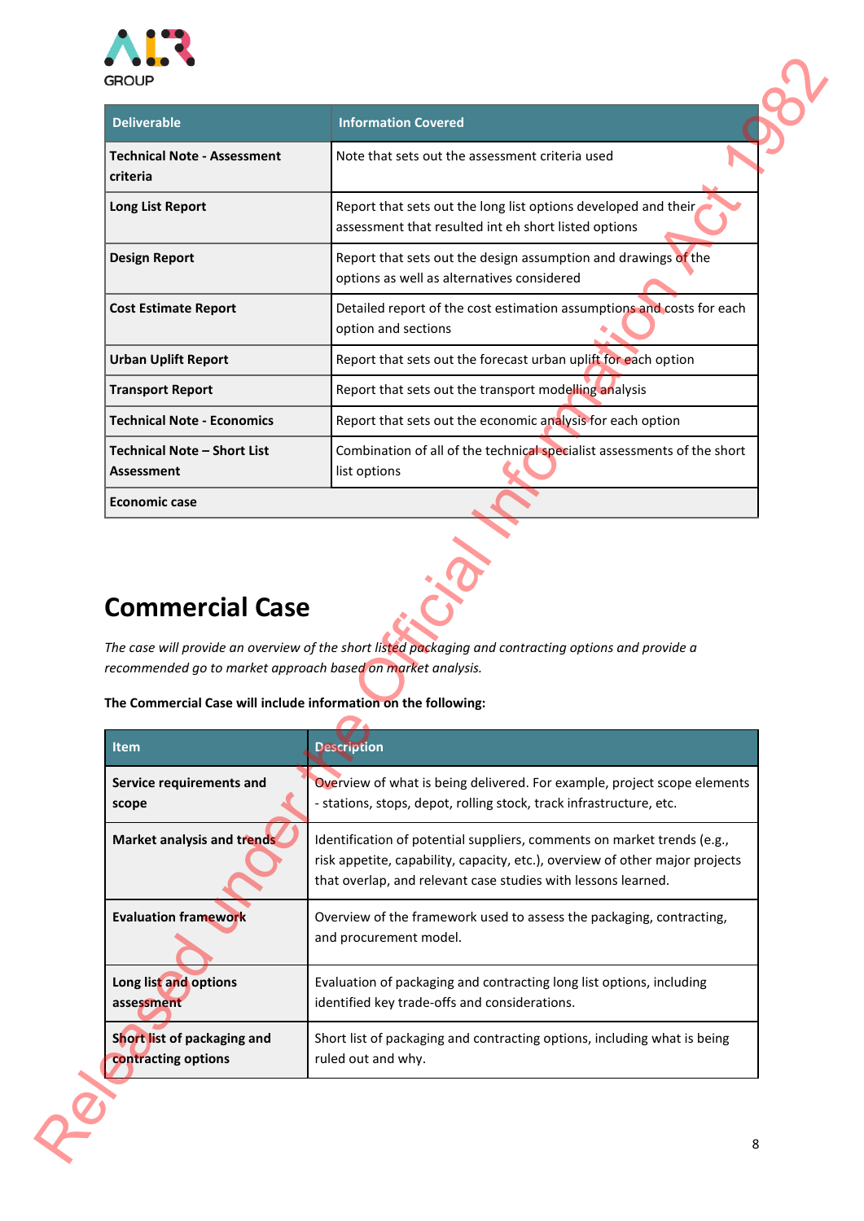| Deliverable | Information Covered |
|---|---|
| **Technical Note - Assessment criteria** | Note that sets out the assessment criteria used |
| **Long List Report** | Report that sets out the long list options developed and their assessment that resulted int eh short listed options |
| **Design Report** | Report that sets out the design assumption and drawings of the options as well as alternatives considered |
| **Cost Estimate Report** | Detailed report of the cost estimation assumptions and costs for each option and sections |
| **Urban Uplift Report** | Report that sets out the forecast urban uplift for each option |
| **Transport Report** | Report that sets out the transport modelling analysis |
| **Technical Note - Economics** | Report that sets out the economic analysis for each option |
| **Technical Note – Short List Assessment** | Combination of all of the technical specialist assessments of the short list options |
| **Economic case** | |

# Commercial Case

*The case will provide an overview of the short listed packaging and contracting options and provide a recommended go to market approach based on market analysis.*

**The Commercial Case will include information on the following:**

| Item | Description |
|---|---|
| **Service requirements and scope** | Overview of what is being delivered. For example, project scope elements - stations, stops, depot, rolling stock, track infrastructure, etc. |
| **Market analysis and trends** | Identification of potential suppliers, comments on market trends (e.g., risk appetite, capability, capacity, etc.), overview of other major projects that overlap, and relevant case studies with lessons learned. |
| **Evaluation framework** | Overview of the framework used to assess the packaging, contracting, and procurement model. |
| **Long list and options assessment** | Evaluation of packaging and contracting long list options, including identified key trade-offs and considerations. |
| **Short list of packaging and contracting options** | Short list of packaging and contracting options, including what is being ruled out and why. |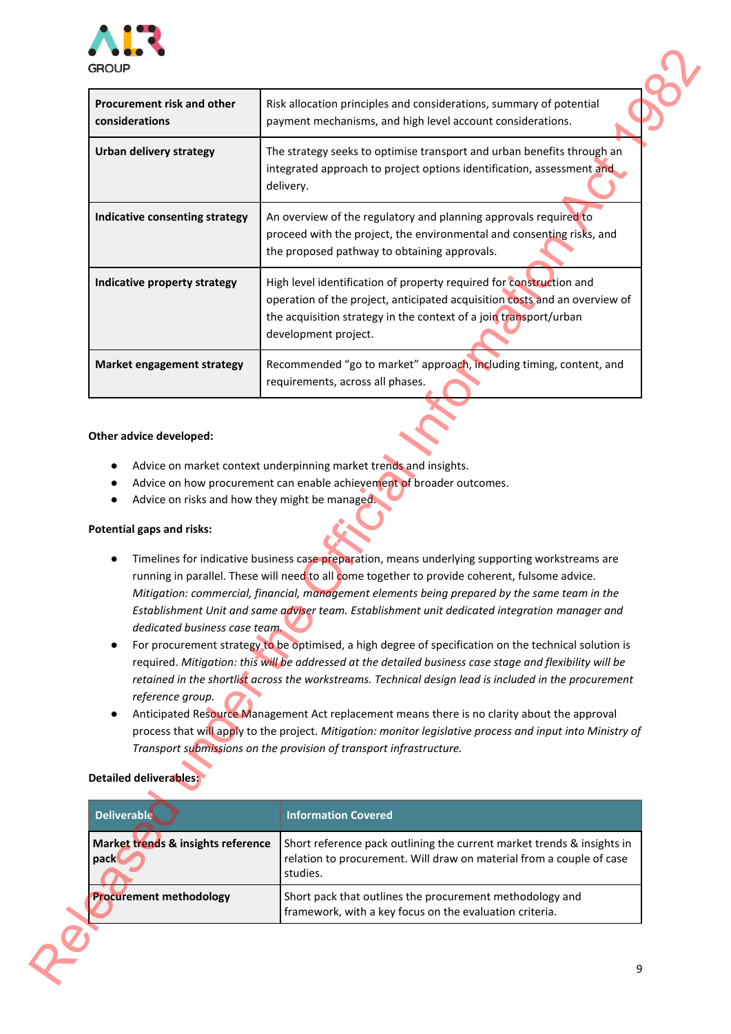| | |
|---|---|
| **Procurement risk and other considerations** | Risk allocation principles and considerations, summary of potential payment mechanisms, and high level account considerations. |
| **Urban delivery strategy** | The strategy seeks to optimise transport and urban benefits through an integrated approach to project options identification, assessment and delivery. |
| **Indicative consenting strategy** | An overview of the regulatory and planning approvals required to proceed with the project, the environmental and consenting risks, and the proposed pathway to obtaining approvals. |
| **Indicative property strategy** | High level identification of property required for construction and operation of the project, anticipated acquisition costs and an overview of the acquisition strategy in the context of a join transport/urban development project. |
| **Market engagement strategy** | Recommended "go to market" approach, including timing, content, and requirements, across all phases. |

**Other advice developed:**

- Advice on market context underpinning market trends and insights.
- Advice on how procurement can enable achievement of broader outcomes.
- Advice on risks and how they might be managed.

**Potential gaps and risks:**

- Timelines for indicative business case preparation, means underlying supporting workstreams are running in parallel. These will need to all come together to provide coherent, fulsome advice. *Mitigation: commercial, financial, management elements being prepared by the same team in the Establishment Unit and same adviser team. Establishment unit dedicated integration manager and dedicated business case team.*
- For procurement strategy to be optimised, a high degree of specification on the technical solution is required. *Mitigation: this will be addressed at the detailed business case stage and flexibility will be retained in the shortlist across the workstreams. Technical design lead is included in the procurement reference group.*
- Anticipated Resource Management Act replacement means there is no clarity about the approval process that will apply to the project. *Mitigation: monitor legislative process and input into Ministry of Transport submissions on the provision of transport infrastructure.*

**Detailed deliverables:**

| Deliverable | Information Covered |
|---|---|
| **Market trends & insights reference pack** | Short reference pack outlining the current market trends & insights in relation to procurement. Will draw on material from a couple of case studies. |
| **Procurement methodology** | Short pack that outlines the procurement methodology and framework, with a key focus on the evaluation criteria. |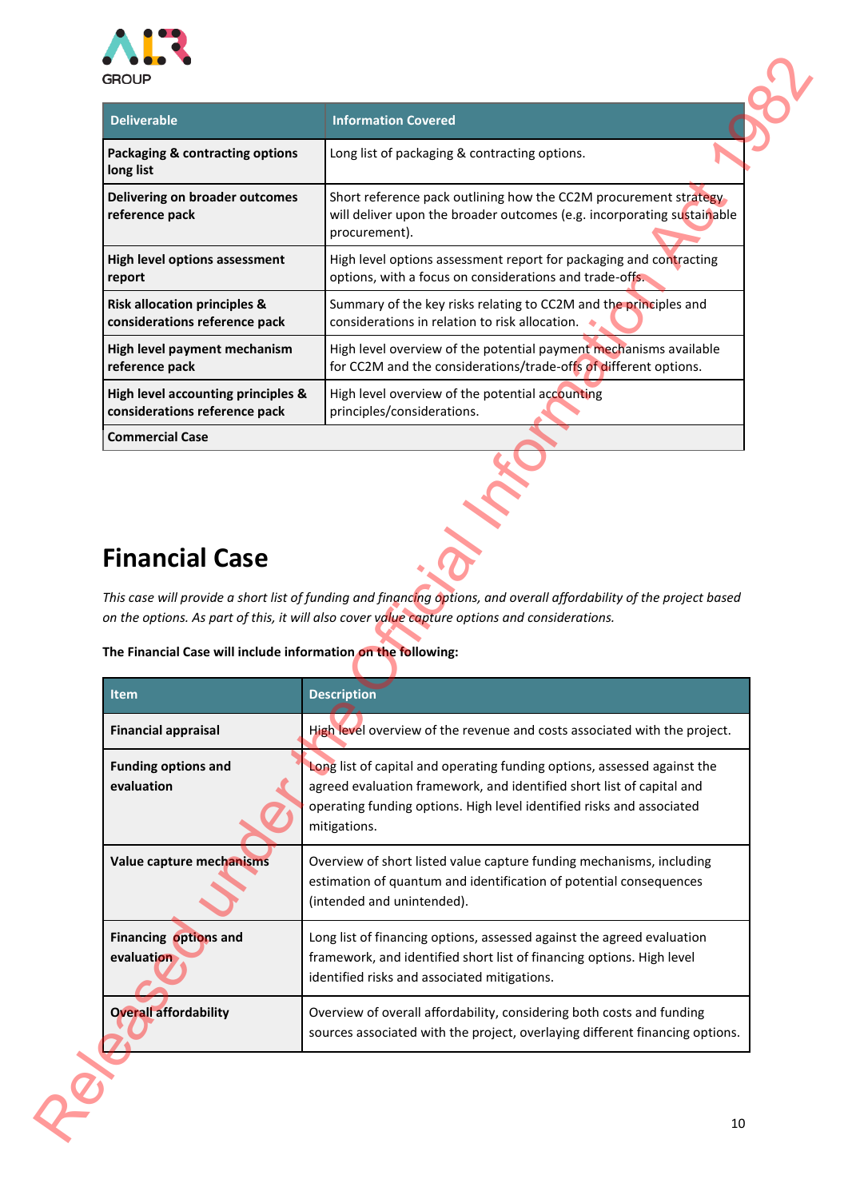| Deliverable | Information Covered |
| --- | --- |
| **Packaging & contracting options long list** | Long list of packaging & contracting options. |
| **Delivering on broader outcomes reference pack** | Short reference pack outlining how the CC2M procurement strategy will deliver upon the broader outcomes (e.g. incorporating sustainable procurement). |
| **High level options assessment report** | High level options assessment report for packaging and contracting options, with a focus on considerations and trade-offs. |
| **Risk allocation principles & considerations reference pack** | Summary of the key risks relating to CC2M and the principles and considerations in relation to risk allocation. |
| **High level payment mechanism reference pack** | High level overview of the potential payment mechanisms available for CC2M and the considerations/trade-offs of different options. |
| **High level accounting principles & considerations reference pack** | High level overview of the potential accounting principles/considerations. |
| **Commercial Case** | |

## Financial Case

*This case will provide a short list of funding and financing options, and overall affordability of the project based on the options. As part of this, it will also cover value capture options and considerations.*

**The Financial Case will include information on the following:**

| Item | Description |
| --- | --- |
| **Financial appraisal** | High level overview of the revenue and costs associated with the project. |
| **Funding options and evaluation** | Long list of capital and operating funding options, assessed against the agreed evaluation framework, and identified short list of capital and operating funding options. High level identified risks and associated mitigations. |
| **Value capture mechanisms** | Overview of short listed value capture funding mechanisms, including estimation of quantum and identification of potential consequences (intended and unintended). |
| **Financing options and evaluation** | Long list of financing options, assessed against the agreed evaluation framework, and identified short list of financing options. High level identified risks and associated mitigations. |
| **Overall affordability** | Overview of overall affordability, considering both costs and funding sources associated with the project, overlaying different financing options. |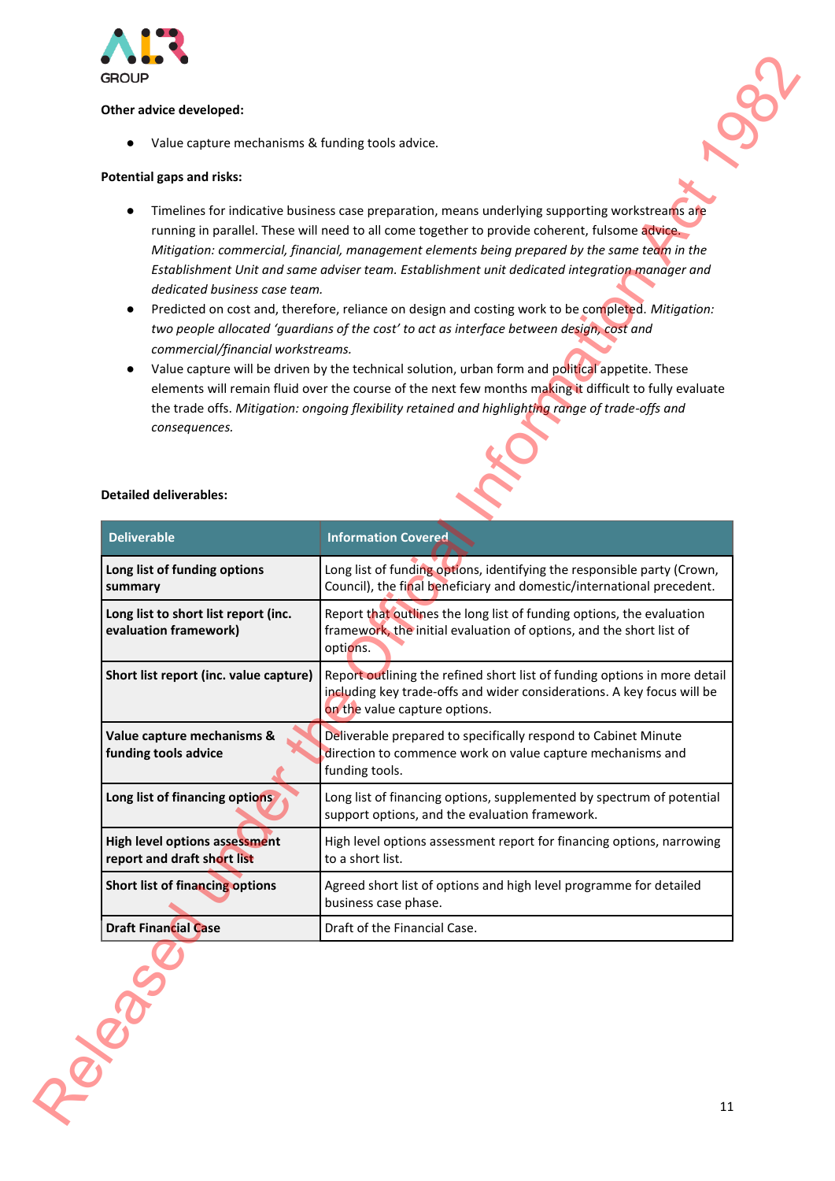**Other advice developed:**

- Value capture mechanisms & funding tools advice.

**Potential gaps and risks:**

- Timelines for indicative business case preparation, means underlying supporting workstreams are running in parallel. These will need to all come together to provide coherent, fulsome advice. *Mitigation: commercial, financial, management elements being prepared by the same team in the Establishment Unit and same adviser team. Establishment unit dedicated integration manager and dedicated business case team.*
- Predicted on cost and, therefore, reliance on design and costing work to be completed. *Mitigation: two people allocated 'guardians of the cost' to act as interface between design, cost and commercial/financial workstreams.*
- Value capture will be driven by the technical solution, urban form and political appetite. These elements will remain fluid over the course of the next few months making it difficult to fully evaluate the trade offs. *Mitigation: ongoing flexibility retained and highlighting range of trade-offs and consequences.*

**Detailed deliverables:**

| Deliverable | Information Covered |
|---|---|
| **Long list of funding options summary** | Long list of funding options, identifying the responsible party (Crown, Council), the final beneficiary and domestic/international precedent. |
| **Long list to short list report (inc. evaluation framework)** | Report that outlines the long list of funding options, the evaluation framework, the initial evaluation of options, and the short list of options. |
| **Short list report (inc. value capture)** | Report outlining the refined short list of funding options in more detail including key trade-offs and wider considerations. A key focus will be on the value capture options. |
| **Value capture mechanisms & funding tools advice** | Deliverable prepared to specifically respond to Cabinet Minute direction to commence work on value capture mechanisms and funding tools. |
| **Long list of financing options** | Long list of financing options, supplemented by spectrum of potential support options, and the evaluation framework. |
| **High level options assessment report and draft short list** | High level options assessment report for financing options, narrowing to a short list. |
| **Short list of financing options** | Agreed short list of options and high level programme for detailed business case phase. |
| **Draft Financial Case** | Draft of the Financial Case. |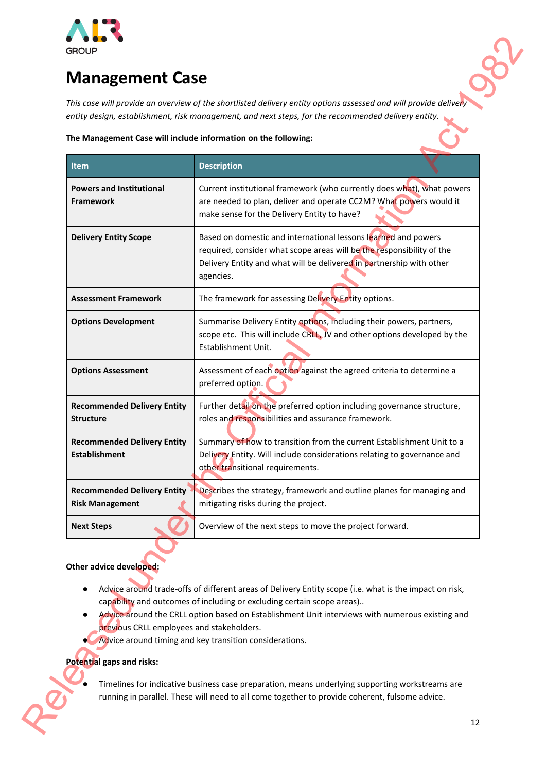# Management Case

*This case will provide an overview of the shortlisted delivery entity options assessed and will provide delivery entity design, establishment, risk management, and next steps, for the recommended delivery entity.*

**The Management Case will include information on the following:**

| Item | Description |
|---|---|
| **Powers and Institutional Framework** | Current institutional framework (who currently does what), what powers are needed to plan, deliver and operate CC2M? What powers would it make sense for the Delivery Entity to have? |
| **Delivery Entity Scope** | Based on domestic and international lessons learned and powers required, consider what scope areas will be the responsibility of the Delivery Entity and what will be delivered in partnership with other agencies. |
| **Assessment Framework** | The framework for assessing Delivery Entity options. |
| **Options Development** | Summarise Delivery Entity options, including their powers, partners, scope etc. This will include CRLL, JV and other options developed by the Establishment Unit. |
| **Options Assessment** | Assessment of each option against the agreed criteria to determine a preferred option. |
| **Recommended Delivery Entity Structure** | Further detail on the preferred option including governance structure, roles and responsibilities and assurance framework. |
| **Recommended Delivery Entity Establishment** | Summary of how to transition from the current Establishment Unit to a Delivery Entity. Will include considerations relating to governance and other transitional requirements. |
| **Recommended Delivery Entity Risk Management** | Describes the strategy, framework and outline planes for managing and mitigating risks during the project. |
| **Next Steps** | Overview of the next steps to move the project forward. |

**Other advice developed:**

- Advice around trade-offs of different areas of Delivery Entity scope (i.e. what is the impact on risk, capability and outcomes of including or excluding certain scope areas)..
- Advice around the CRLL option based on Establishment Unit interviews with numerous existing and previous CRLL employees and stakeholders.
- Advice around timing and key transition considerations.

**Potential gaps and risks:**

- Timelines for indicative business case preparation, means underlying supporting workstreams are running in parallel. These will need to all come together to provide coherent, fulsome advice.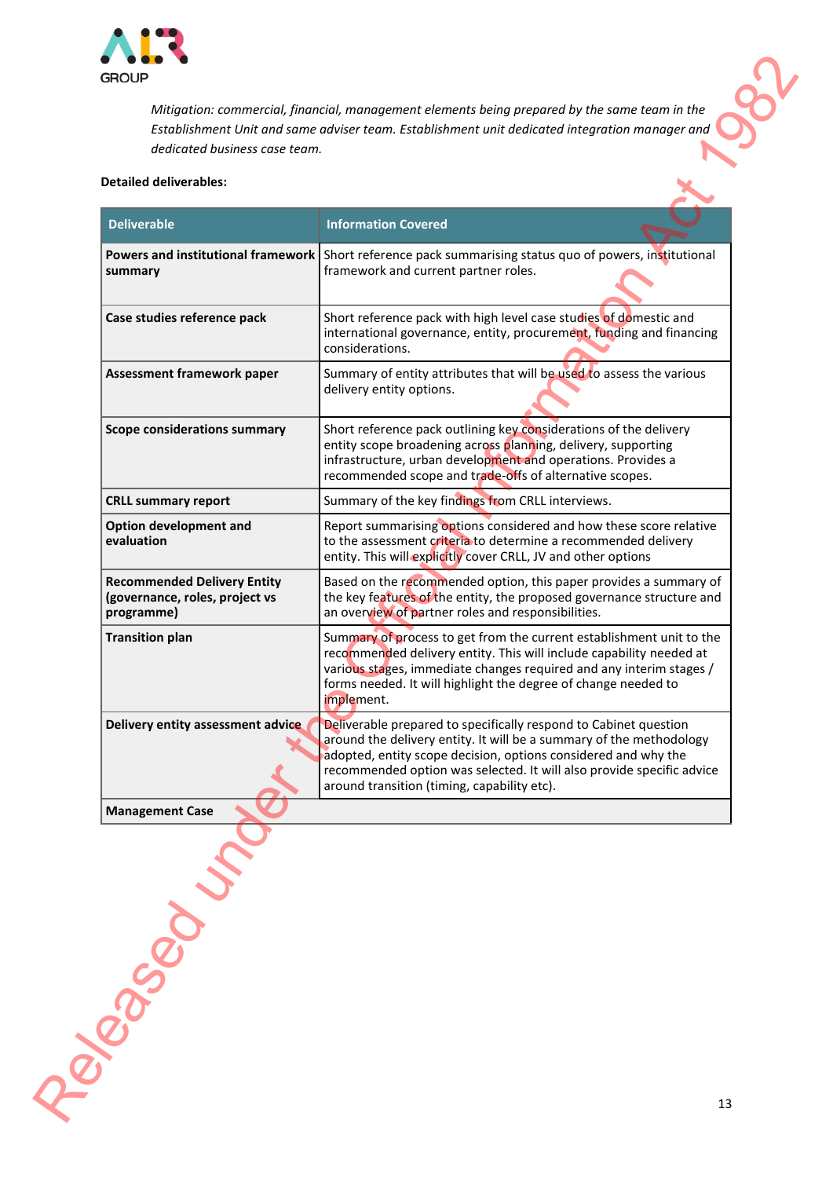*Mitigation: commercial, financial, management elements being prepared by the same team in the Establishment Unit and same adviser team. Establishment unit dedicated integration manager and dedicated business case team.*

**Detailed deliverables:**

| Deliverable | Information Covered |
|---|---|
| **Powers and institutional framework summary** | Short reference pack summarising status quo of powers, institutional framework and current partner roles. |
| **Case studies reference pack** | Short reference pack with high level case studies of domestic and international governance, entity, procurement, funding and financing considerations. |
| **Assessment framework paper** | Summary of entity attributes that will be used to assess the various delivery entity options. |
| **Scope considerations summary** | Short reference pack outlining key considerations of the delivery entity scope broadening across planning, delivery, supporting infrastructure, urban development and operations. Provides a recommended scope and trade-offs of alternative scopes. |
| **CRLL summary report** | Summary of the key findings from CRLL interviews. |
| **Option development and evaluation** | Report summarising options considered and how these score relative to the assessment criteria to determine a recommended delivery entity. This will explicitly cover CRLL, JV and other options |
| **Recommended Delivery Entity (governance, roles, project vs programme)** | Based on the recommended option, this paper provides a summary of the key features of the entity, the proposed governance structure and an overview of partner roles and responsibilities. |
| **Transition plan** | Summary of process to get from the current establishment unit to the recommended delivery entity. This will include capability needed at various stages, immediate changes required and any interim stages / forms needed. It will highlight the degree of change needed to implement. |
| **Delivery entity assessment advice** | Deliverable prepared to specifically respond to Cabinet question around the delivery entity. It will be a summary of the methodology adopted, entity scope decision, options considered and why the recommended option was selected. It will also provide specific advice around transition (timing, capability etc). |
| **Management Case** | |